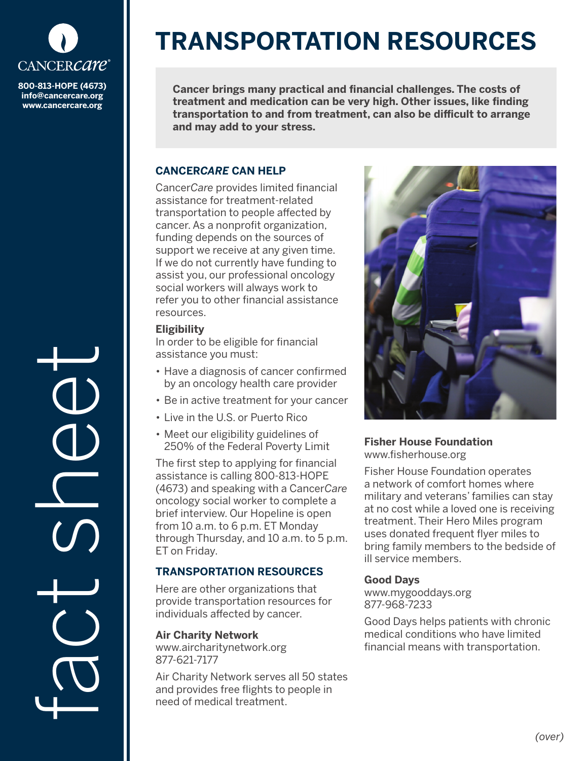# TRANSPORTATION RESOURCES

CANCER*care*

800-813-HOPE (4673)
info@cancercare.org
www.cancercare.org

fact sheet

**Cancer brings many practical and financial challenges. The costs of treatment and medication can be very high. Other issues, like finding transportation to and from treatment, can also be difficult to arrange and may add to your stress.**

## CANCER*CARE* CAN HELP

Cancer*Care* provides limited financial assistance for treatment-related transportation to people affected by cancer. As a nonprofit organization, funding depends on the sources of support we receive at any given time. If we do not currently have funding to assist you, our professional oncology social workers will always work to refer you to other financial assistance resources.

### Eligibility

In order to be eligible for financial assistance you must:

- Have a diagnosis of cancer confirmed by an oncology health care provider
- Be in active treatment for your cancer
- Live in the U.S. or Puerto Rico
- Meet our eligibility guidelines of 250% of the Federal Poverty Limit

The first step to applying for financial assistance is calling 800-813-HOPE (4673) and speaking with a Cancer*Care* oncology social worker to complete a brief interview. Our Hopeline is open from 10 a.m. to 6 p.m. ET Monday through Thursday, and 10 a.m. to 5 p.m. ET on Friday.

## TRANSPORTATION RESOURCES

Here are other organizations that provide transportation resources for individuals affected by cancer.

**Air Charity Network**
www.aircharitynetwork.org
877-621-7177

Air Charity Network serves all 50 states and provides free flights to people in need of medical treatment.

**Fisher House Foundation**
www.fisherhouse.org

Fisher House Foundation operates a network of comfort homes where military and veterans' families can stay at no cost while a loved one is receiving treatment. Their Hero Miles program uses donated frequent flyer miles to bring family members to the bedside of ill service members.

**Good Days**
www.mygooddays.org
877-968-7233

Good Days helps patients with chronic medical conditions who have limited financial means with transportation.

*(over)*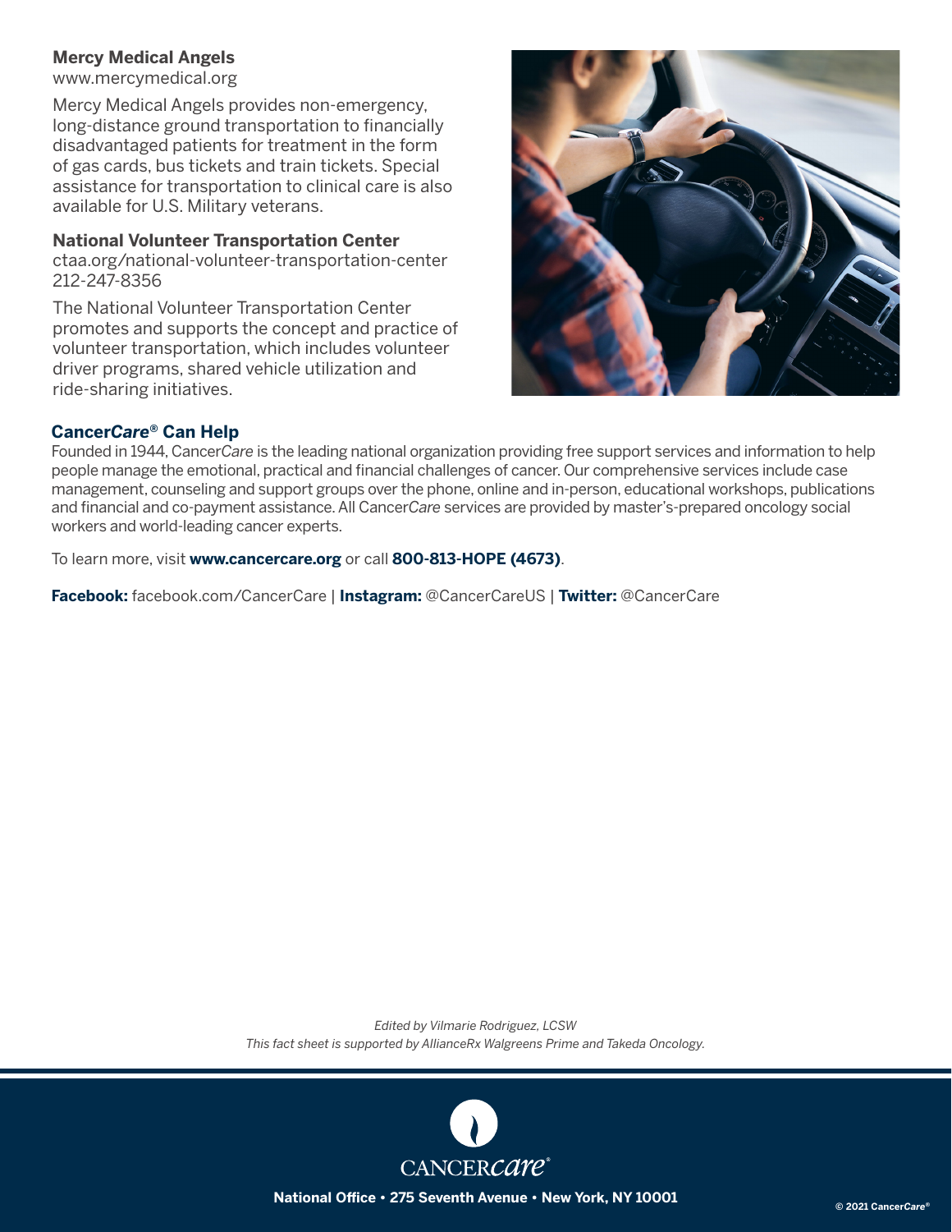**Mercy Medical Angels**
www.mercymedical.org

Mercy Medical Angels provides non-emergency, long-distance ground transportation to financially disadvantaged patients for treatment in the form of gas cards, bus tickets and train tickets. Special assistance for transportation to clinical care is also available for U.S. Military veterans.

**National Volunteer Transportation Center**
ctaa.org/national-volunteer-transportation-center
212-247-8356

The National Volunteer Transportation Center promotes and supports the concept and practice of volunteer transportation, which includes volunteer driver programs, shared vehicle utilization and ride-sharing initiatives.

## Cancer*Care*® Can Help

Founded in 1944, Cancer*Care* is the leading national organization providing free support services and information to help people manage the emotional, practical and financial challenges of cancer. Our comprehensive services include case management, counseling and support groups over the phone, online and in-person, educational workshops, publications and financial and co-payment assistance. All Cancer*Care* services are provided by master's-prepared oncology social workers and world-leading cancer experts.

To learn more, visit **www.cancercare.org** or call **800-813-HOPE (4673)**.

**Facebook:** facebook.com/CancerCare | **Instagram:** @CancerCareUS | **Twitter:** @CancerCare

*Edited by Vilmarie Rodriguez, LCSW*
*This fact sheet is supported by AllianceRx Walgreens Prime and Takeda Oncology.*

CANCER*care*®

**National Office • 275 Seventh Avenue • New York, NY 10001**

© 2021 Cancer*Care*®